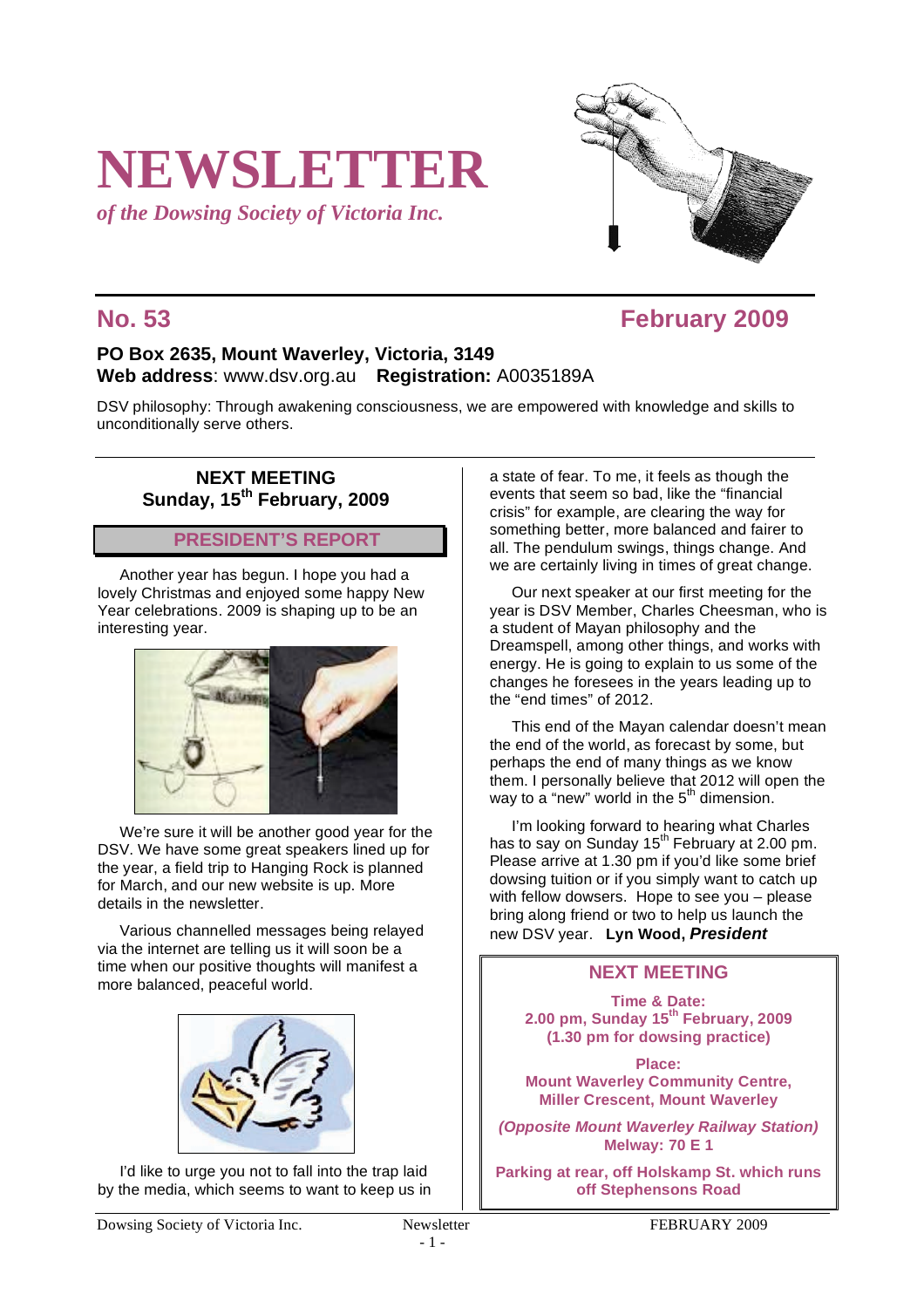# NEWSLETTER

*of the Dowsing Society of Victoria Inc.*

## No. 53 — February 2009

**PO Box 2635, Mount Waverley, Victoria, 3149**
**Web address**: www.dsv.org.au **Registration:** A0035189A

DSV philosophy: Through awakening consciousness, we are empowered with knowledge and skills to unconditionally serve others.

### NEXT MEETING
### Sunday, 15th February, 2009

## PRESIDENT'S REPORT

Another year has begun. I hope you had a lovely Christmas and enjoyed some happy New Year celebrations. 2009 is shaping up to be an interesting year.

We're sure it will be another good year for the DSV. We have some great speakers lined up for the year, a field trip to Hanging Rock is planned for March, and our new website is up. More details in the newsletter.

Various channelled messages being relayed via the internet are telling us it will soon be a time when our positive thoughts will manifest a more balanced, peaceful world.

I'd like to urge you not to fall into the trap laid by the media, which seems to want to keep us in a state of fear. To me, it feels as though the events that seem so bad, like the "financial crisis" for example, are clearing the way for something better, more balanced and fairer to all. The pendulum swings, things change. And we are certainly living in times of great change.

Our next speaker at our first meeting for the year is DSV Member, Charles Cheesman, who is a student of Mayan philosophy and the Dreamspell, among other things, and works with energy. He is going to explain to us some of the changes he foresees in the years leading up to the "end times" of 2012.

This end of the Mayan calendar doesn't mean the end of the world, as forecast by some, but perhaps the end of many things as we know them. I personally believe that 2012 will open the way to a "new" world in the 5th dimension.

I'm looking forward to hearing what Charles has to say on Sunday 15th February at 2.00 pm. Please arrive at 1.30 pm if you'd like some brief dowsing tuition or if you simply want to catch up with fellow dowsers. Hope to see you – please bring along friend or two to help us launch the new DSV year. **Lyn Wood, *President***

## NEXT MEETING

**Time & Date:**
**2.00 pm, Sunday 15th February, 2009**
**(1.30 pm for dowsing practice)**

**Place:**
**Mount Waverley Community Centre, Miller Crescent, Mount Waverley**

***(Opposite Mount Waverley Railway Station)***
**Melway: 70 E 1**

**Parking at rear, off Holskamp St. which runs off Stephensons Road**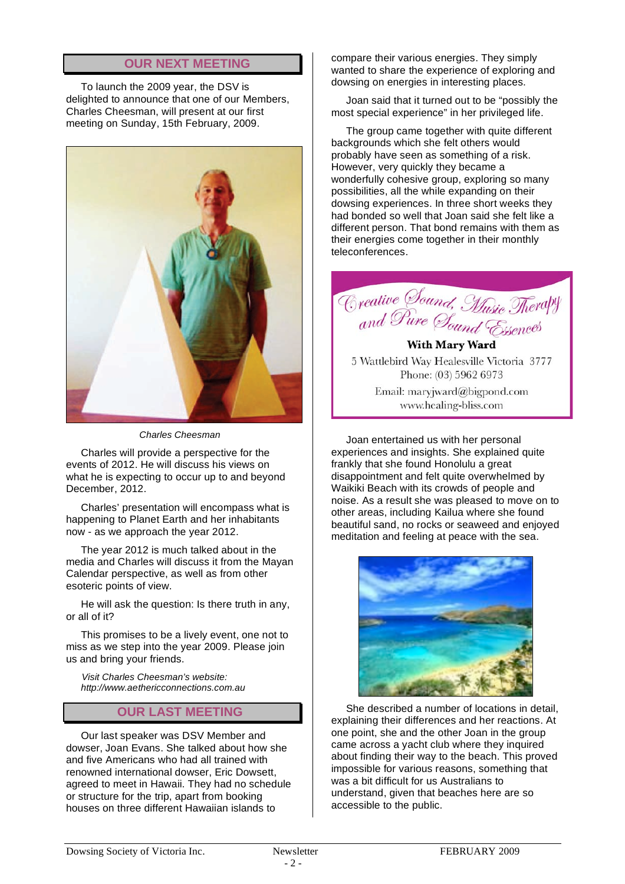## OUR NEXT MEETING

To launch the 2009 year, the DSV is delighted to announce that one of our Members, Charles Cheesman, will present at our first meeting on Sunday, 15th February, 2009.

*Charles Cheesman*

Charles will provide a perspective for the events of 2012. He will discuss his views on what he is expecting to occur up to and beyond December, 2012.

Charles' presentation will encompass what is happening to Planet Earth and her inhabitants now - as we approach the year 2012.

The year 2012 is much talked about in the media and Charles will discuss it from the Mayan Calendar perspective, as well as from other esoteric points of view.

He will ask the question: Is there truth in any, or all of it?

This promises to be a lively event, one not to miss as we step into the year 2009. Please join us and bring your friends.

*Visit Charles Cheesman's website: http://www.aethericconnections.com.au*

## OUR LAST MEETING

Our last speaker was DSV Member and dowser, Joan Evans. She talked about how she and five Americans who had all trained with renowned international dowser, Eric Dowsett, agreed to meet in Hawaii. They had no schedule or structure for the trip, apart from booking houses on three different Hawaiian islands to compare their various energies. They simply wanted to share the experience of exploring and dowsing on energies in interesting places.

Joan said that it turned out to be "possibly the most special experience" in her privileged life.

The group came together with quite different backgrounds which she felt others would probably have seen as something of a risk. However, very quickly they became a wonderfully cohesive group, exploring so many possibilities, all the while expanding on their dowsing experiences. In three short weeks they had bonded so well that Joan said she felt like a different person. That bond remains with them as their energies come together in their monthly teleconferences.

**Creative Sound, Music Therapy and Pure Sound Essences**

**With Mary Ward**

5 Wattlebird Way Healesville Victoria 3777
Phone: (03) 5962 6973
Email: maryjward@bigpond.com
www.healing-bliss.com

Joan entertained us with her personal experiences and insights. She explained quite frankly that she found Honolulu a great disappointment and felt quite overwhelmed by Waikiki Beach with its crowds of people and noise. As a result she was pleased to move on to other areas, including Kailua where she found beautiful sand, no rocks or seaweed and enjoyed meditation and feeling at peace with the sea.

She described a number of locations in detail, explaining their differences and her reactions. At one point, she and the other Joan in the group came across a yacht club where they inquired about finding their way to the beach. This proved impossible for various reasons, something that was a bit difficult for us Australians to understand, given that beaches here are so accessible to the public.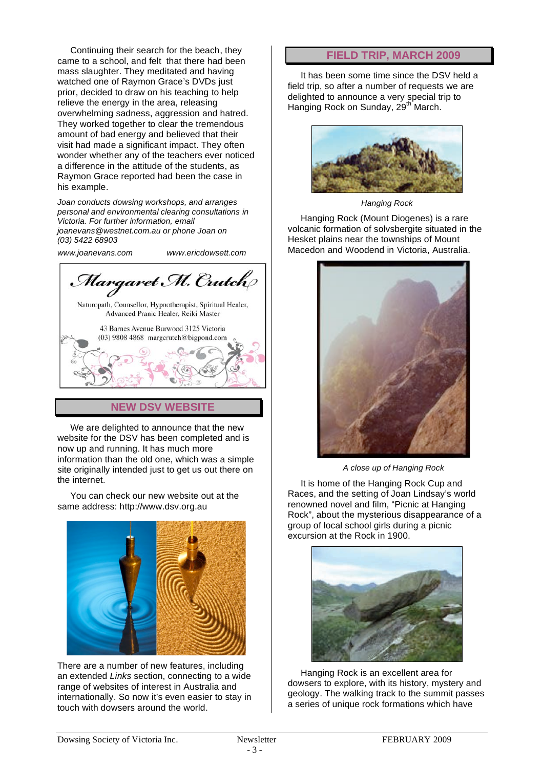Continuing their search for the beach, they came to a school, and felt that there had been mass slaughter. They meditated and having watched one of Raymon Grace's DVDs just prior, decided to draw on his teaching to help relieve the energy in the area, releasing overwhelming sadness, aggression and hatred. They worked together to clear the tremendous amount of bad energy and believed that their visit had made a significant impact. They often wonder whether any of the teachers ever noticed a difference in the attitude of the students, as Raymon Grace reported had been the case in his example.

*Joan conducts dowsing workshops, and arranges personal and environmental clearing consultations in Victoria. For further information, email joanevans@westnet.com.au or phone Joan on (03) 5422 68903*

*www.joanevans.com* *www.ericdowsett.com*

**Margaret M. Crutch**

Naturopath, Counsellor, Hypnotherapist, Spiritual Healer, Advanced Pranic Healer, Reiki Master

43 Barnes Avenue Burwood 3125 Victoria
(03) 9808 4868 margcrutch@bigpond.com

## NEW DSV WEBSITE

We are delighted to announce that the new website for the DSV has been completed and is now up and running. It has much more information than the old one, which was a simple site originally intended just to get us out there on the internet.

You can check our new website out at the same address: http://www.dsv.org.au

There are a number of new features, including an extended *Links* section, connecting to a wide range of websites of interest in Australia and internationally. So now it's even easier to stay in touch with dowsers around the world.

## FIELD TRIP, MARCH 2009

It has been some time since the DSV held a field trip, so after a number of requests we are delighted to announce a very special trip to Hanging Rock on Sunday, 29th March.

*Hanging Rock*

Hanging Rock (Mount Diogenes) is a rare volcanic formation of solvsbergite situated in the Hesket plains near the townships of Mount Macedon and Woodend in Victoria, Australia.

*A close up of Hanging Rock*

It is home of the Hanging Rock Cup and Races, and the setting of Joan Lindsay's world renowned novel and film, "Picnic at Hanging Rock", about the mysterious disappearance of a group of local school girls during a picnic excursion at the Rock in 1900.

Hanging Rock is an excellent area for dowsers to explore, with its history, mystery and geology. The walking track to the summit passes a series of unique rock formations which have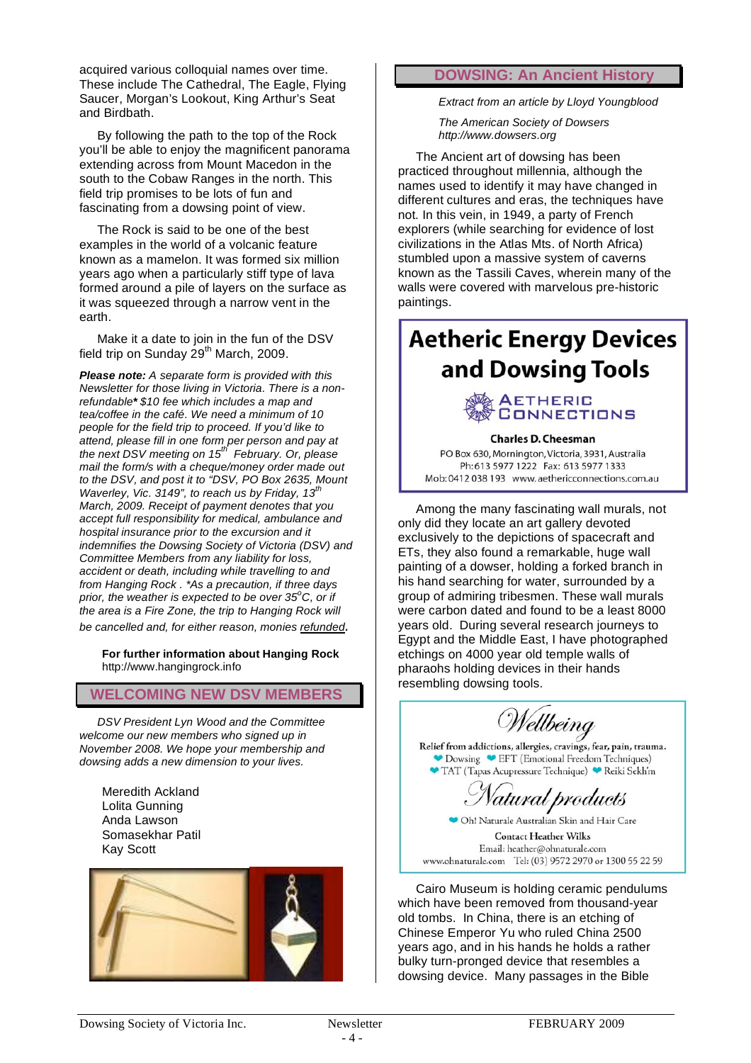acquired various colloquial names over time. These include The Cathedral, The Eagle, Flying Saucer, Morgan's Lookout, King Arthur's Seat and Birdbath.

By following the path to the top of the Rock you'll be able to enjoy the magnificent panorama extending across from Mount Macedon in the south to the Cobaw Ranges in the north. This field trip promises to be lots of fun and fascinating from a dowsing point of view.

The Rock is said to be one of the best examples in the world of a volcanic feature known as a mamelon. It was formed six million years ago when a particularly stiff type of lava formed around a pile of layers on the surface as it was squeezed through a narrow vent in the earth.

Make it a date to join in the fun of the DSV field trip on Sunday 29th March, 2009.

***Please note:*** *A separate form is provided with this Newsletter for those living in Victoria. There is a non-refundable**** $10 fee which includes a map and tea/coffee in the café. We need a minimum of 10 people for the field trip to proceed. If you'd like to attend, please fill in one form per person and pay at the next DSV meeting on 15th February. Or, please mail the form/s with a cheque/money order made out to the DSV, and post it to "DSV, PO Box 2635, Mount Waverley, Vic. 3149", to reach us by Friday, 13th March, 2009. Receipt of payment denotes that you accept full responsibility for medical, ambulance and hospital insurance prior to the excursion and it indemnifies the Dowsing Society of Victoria (DSV) and Committee Members from any liability for loss, accident or death, including while travelling to and from Hanging Rock . *As a precaution, if three days prior, the weather is expected to be over 35°C, or if the area is a Fire Zone, the trip to Hanging Rock will be cancelled and, for either reason, monies refunded.*

**For further information about Hanging Rock**
http://www.hangingrock.info

## WELCOMING NEW DSV MEMBERS

*DSV President Lyn Wood and the Committee welcome our new members who signed up in November 2008. We hope your membership and dowsing adds a new dimension to your lives.*

Meredith Ackland
Lolita Gunning
Anda Lawson
Somasekhar Patil
Kay Scott

## DOWSING: An Ancient History

*Extract from an article by Lloyd Youngblood*

*The American Society of Dowsers*
*http://www.dowsers.org*

The Ancient art of dowsing has been practiced throughout millennia, although the names used to identify it may have changed in different cultures and eras, the techniques have not. In this vein, in 1949, a party of French explorers (while searching for evidence of lost civilizations in the Atlas Mts. of North Africa) stumbled upon a massive system of caverns known as the Tassili Caves, wherein many of the walls were covered with marvelous pre-historic paintings.

> **Aetheric Energy Devices and Dowsing Tools**
>
> AETHERIC CONNECTIONS
>
> **Charles D. Cheesman**
> PO Box 630, Mornington, Victoria, 3931, Australia
> Ph: 613 5977 1222 Fax: 613 5977 1333
> Mob: 0412 038 193 www.aethericconnections.com.au

Among the many fascinating wall murals, not only did they locate an art gallery devoted exclusively to the depictions of spacecraft and ETs, they also found a remarkable, huge wall painting of a dowser, holding a forked branch in his hand searching for water, surrounded by a group of admiring tribesmen. These wall murals were carbon dated and found to be a least 8000 years old. During several research journeys to Egypt and the Middle East, I have photographed etchings on 4000 year old temple walls of pharaohs holding devices in their hands resembling dowsing tools.

> ***Wellbeing***
>
> Relief from addictions, allergies, cravings, fear, pain, trauma.
> ❤ Dowsing ❤ EFT (Emotional Freedom Techniques)
> ❤ TAT (Tapas Acupressure Technique) ❤ Reiki Sekh'm
>
> ***Natural products***
>
> ❤ Oh! Naturale Australian Skin and Hair Care
>
> Contact Heather Wilks
> Email: heather@ohnaturale.com
> www.ohnaturale.com Tel: (03) 9572 2970 or 1300 55 22 59

Cairo Museum is holding ceramic pendulums which have been removed from thousand-year old tombs. In China, there is an etching of Chinese Emperor Yu who ruled China 2500 years ago, and in his hands he holds a rather bulky turn-pronged device that resembles a dowsing device. Many passages in the Bible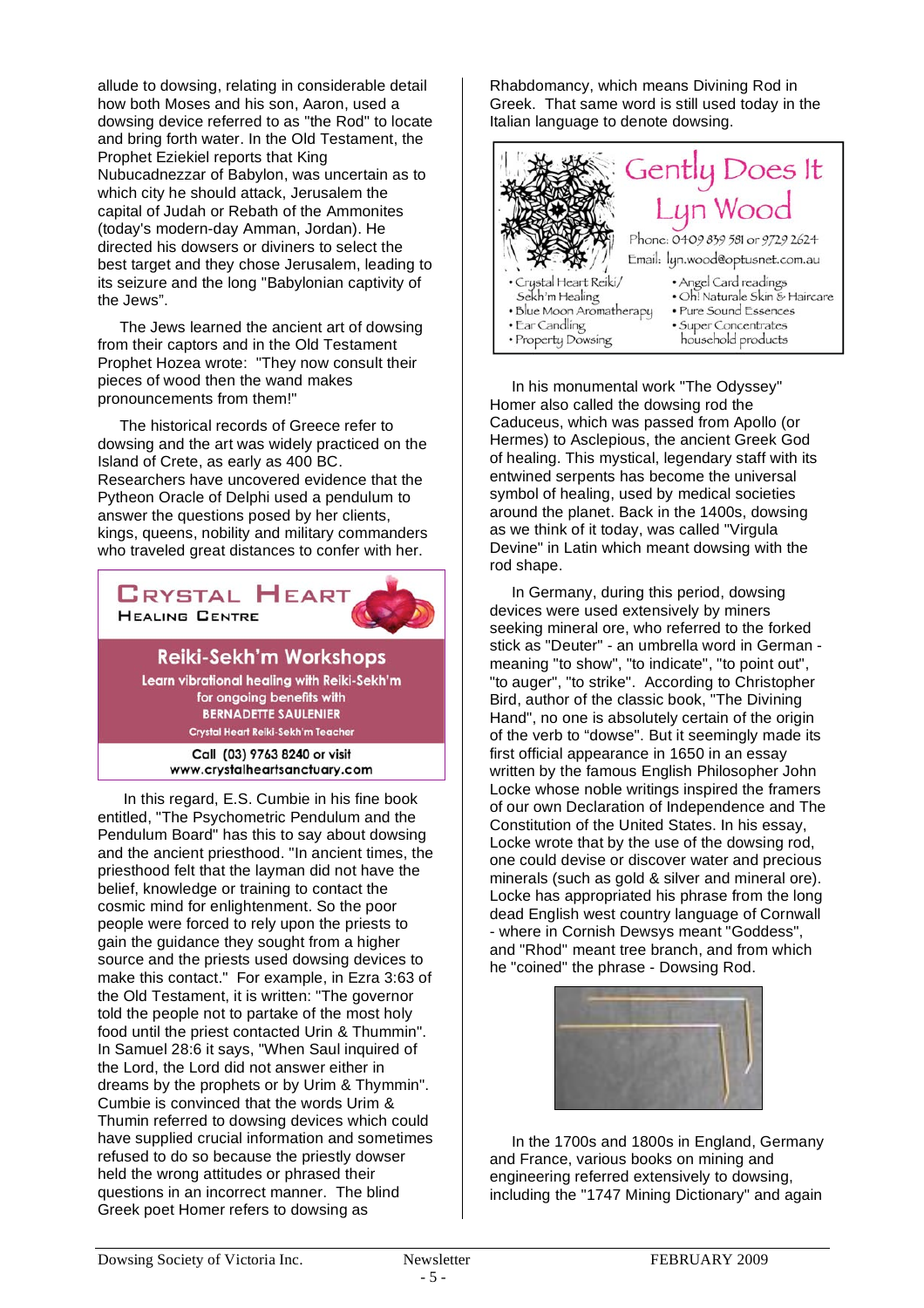allude to dowsing, relating in considerable detail how both Moses and his son, Aaron, used a dowsing device referred to as "the Rod" to locate and bring forth water. In the Old Testament, the Prophet Eziekiel reports that King Nubucadnezzar of Babylon, was uncertain as to which city he should attack, Jerusalem the capital of Judah or Rebath of the Ammonites (today's modern-day Amman, Jordan). He directed his dowsers or diviners to select the best target and they chose Jerusalem, leading to its seizure and the long "Babylonian captivity of the Jews".

The Jews learned the ancient art of dowsing from their captors and in the Old Testament Prophet Hozea wrote: "They now consult their pieces of wood then the wand makes pronouncements from them!"

The historical records of Greece refer to dowsing and the art was widely practiced on the Island of Crete, as early as 400 BC. Researchers have uncovered evidence that the Pytheon Oracle of Delphi used a pendulum to answer the questions posed by her clients, kings, queens, nobility and military commanders who traveled great distances to confer with her.

**CRYSTAL HEART**
**HEALING CENTRE**

**Reiki-Sekh'm Workshops**

**Learn vibrational healing with Reiki-Sekh'm for ongoing benefits with BERNADETTE SAULENIER**
Crystal Heart Reiki-Sekh'm Teacher

**Call (03) 9763 8240 or visit www.crystalheartsanctuary.com**

In this regard, E.S. Cumbie in his fine book entitled, "The Psychometric Pendulum and the Pendulum Board" has this to say about dowsing and the ancient priesthood. "In ancient times, the priesthood felt that the layman did not have the belief, knowledge or training to contact the cosmic mind for enlightenment. So the poor people were forced to rely upon the priests to gain the guidance they sought from a higher source and the priests used dowsing devices to make this contact." For example, in Ezra 3:63 of the Old Testament, it is written: "The governor told the people not to partake of the most holy food until the priest contacted Urin & Thummin". In Samuel 28:6 it says, "When Saul inquired of the Lord, the Lord did not answer either in dreams by the prophets or by Urim & Thymmin". Cumbie is convinced that the words Urim & Thumin referred to dowsing devices which could have supplied crucial information and sometimes refused to do so because the priestly dowser held the wrong attitudes or phrased their questions in an incorrect manner. The blind Greek poet Homer refers to dowsing as Rhabdomancy, which means Divining Rod in Greek. That same word is still used today in the Italian language to denote dowsing.

**Gently Does It**
**Lyn Wood**

Phone: 0409 859 581 or 9729 2624
Email: lyn.wood@optusnet.com.au

- Crystal Heart Reiki/ Sekh'm Healing
- Blue Moon Aromatherapy
- Ear Candling
- Property Dowsing
- Angel Card readings
- Oh! Naturale Skin & Haircare
- Pure Sound Essences
- Super Concentrates household products

In his monumental work "The Odyssey" Homer also called the dowsing rod the Caduceus, which was passed from Apollo (or Hermes) to Asclepious, the ancient Greek God of healing. This mystical, legendary staff with its entwined serpents has become the universal symbol of healing, used by medical societies around the planet. Back in the 1400s, dowsing as we think of it today, was called "Virgula Devine" in Latin which meant dowsing with the rod shape.

In Germany, during this period, dowsing devices were used extensively by miners seeking mineral ore, who referred to the forked stick as "Deuter" - an umbrella word in German - meaning "to show", "to indicate", "to point out", "to auger", "to strike". According to Christopher Bird, author of the classic book, "The Divining Hand", no one is absolutely certain of the origin of the verb to "dowse". But it seemingly made its first official appearance in 1650 in an essay written by the famous English Philosopher John Locke whose noble writings inspired the framers of our own Declaration of Independence and The Constitution of the United States. In his essay, Locke wrote that by the use of the dowsing rod, one could devise or discover water and precious minerals (such as gold & silver and mineral ore). Locke has appropriated his phrase from the long dead English west country language of Cornwall - where in Cornish Dewsys meant "Goddess", and "Rhod" meant tree branch, and from which he "coined" the phrase - Dowsing Rod.

In the 1700s and 1800s in England, Germany and France, various books on mining and engineering referred extensively to dowsing, including the "1747 Mining Dictionary" and again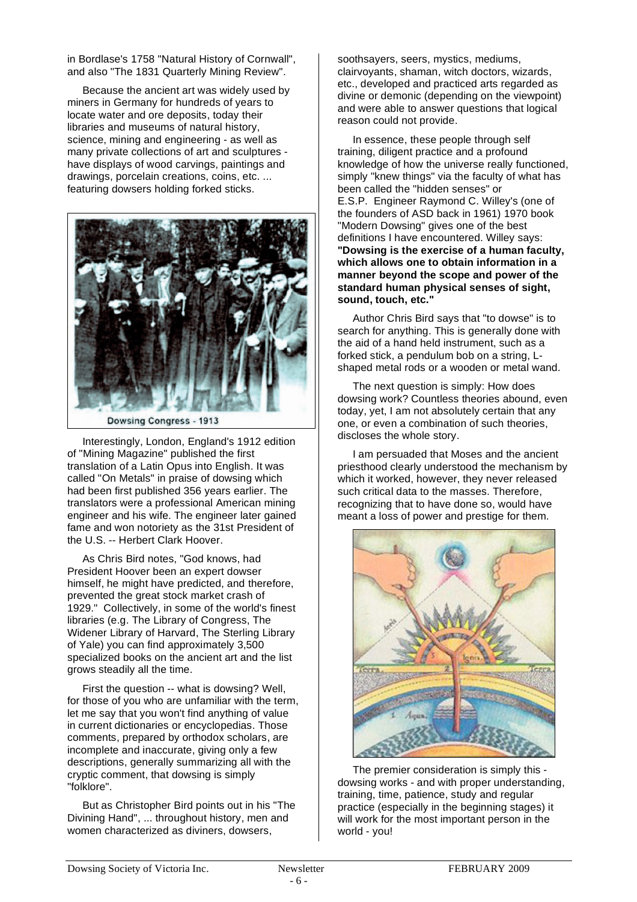in Bordlase's 1758 "Natural History of Cornwall", and also "The 1831 Quarterly Mining Review".

Because the ancient art was widely used by miners in Germany for hundreds of years to locate water and ore deposits, today their libraries and museums of natural history, science, mining and engineering - as well as many private collections of art and sculptures - have displays of wood carvings, paintings and drawings, porcelain creations, coins, etc. ... featuring dowsers holding forked sticks.

Dowsing Congress - 1913

Interestingly, London, England's 1912 edition of "Mining Magazine" published the first translation of a Latin Opus into English. It was called "On Metals" in praise of dowsing which had been first published 356 years earlier. The translators were a professional American mining engineer and his wife. The engineer later gained fame and won notoriety as the 31st President of the U.S. -- Herbert Clark Hoover.

As Chris Bird notes, "God knows, had President Hoover been an expert dowser himself, he might have predicted, and therefore, prevented the great stock market crash of 1929." Collectively, in some of the world's finest libraries (e.g. The Library of Congress, The Widener Library of Harvard, The Sterling Library of Yale) you can find approximately 3,500 specialized books on the ancient art and the list grows steadily all the time.

First the question -- what is dowsing? Well, for those of you who are unfamiliar with the term, let me say that you won't find anything of value in current dictionaries or encyclopedias. Those comments, prepared by orthodox scholars, are incomplete and inaccurate, giving only a few descriptions, generally summarizing all with the cryptic comment, that dowsing is simply "folklore".

But as Christopher Bird points out in his "The Divining Hand", ... throughout history, men and women characterized as diviners, dowsers, soothsayers, seers, mystics, mediums, clairvoyants, shaman, witch doctors, wizards, etc., developed and practiced arts regarded as divine or demonic (depending on the viewpoint) and were able to answer questions that logical reason could not provide.

In essence, these people through self training, diligent practice and a profound knowledge of how the universe really functioned, simply "knew things" via the faculty of what has been called the "hidden senses" or E.S.P. Engineer Raymond C. Willey's (one of the founders of ASD back in 1961) 1970 book "Modern Dowsing" gives one of the best definitions I have encountered. Willey says: **"Dowsing is the exercise of a human faculty, which allows one to obtain information in a manner beyond the scope and power of the standard human physical senses of sight, sound, touch, etc."**

Author Chris Bird says that "to dowse" is to search for anything. This is generally done with the aid of a hand held instrument, such as a forked stick, a pendulum bob on a string, L-shaped metal rods or a wooden or metal wand.

The next question is simply: How does dowsing work? Countless theories abound, even today, yet, I am not absolutely certain that any one, or even a combination of such theories, discloses the whole story.

I am persuaded that Moses and the ancient priesthood clearly understood the mechanism by which it worked, however, they never released such critical data to the masses. Therefore, recognizing that to have done so, would have meant a loss of power and prestige for them.

The premier consideration is simply this - dowsing works - and with proper understanding, training, time, patience, study and regular practice (especially in the beginning stages) it will work for the most important person in the world - you!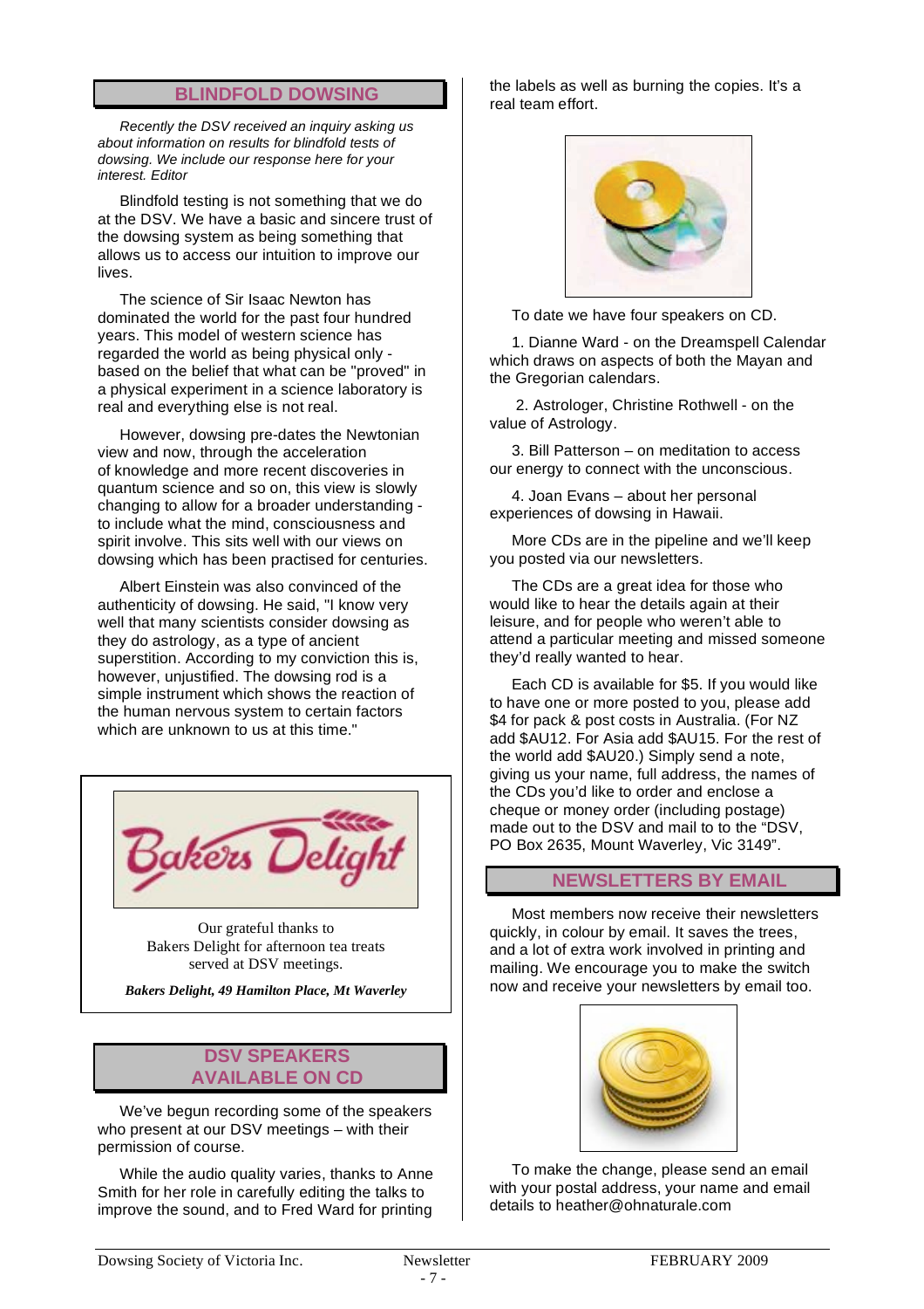## BLINDFOLD DOWSING

*Recently the DSV received an inquiry asking us about information on results for blindfold tests of dowsing. We include our response here for your interest. Editor*

Blindfold testing is not something that we do at the DSV. We have a basic and sincere trust of the dowsing system as being something that allows us to access our intuition to improve our lives.

The science of Sir Isaac Newton has dominated the world for the past four hundred years. This model of western science has regarded the world as being physical only - based on the belief that what can be "proved" in a physical experiment in a science laboratory is real and everything else is not real.

However, dowsing pre-dates the Newtonian view and now, through the acceleration of knowledge and more recent discoveries in quantum science and so on, this view is slowly changing to allow for a broader understanding - to include what the mind, consciousness and spirit involve. This sits well with our views on dowsing which has been practised for centuries.

Albert Einstein was also convinced of the authenticity of dowsing. He said, "I know very well that many scientists consider dowsing as they do astrology, as a type of ancient superstition. According to my conviction this is, however, unjustified. The dowsing rod is a simple instrument which shows the reaction of the human nervous system to certain factors which are unknown to us at this time."

Bakers Delight

Our grateful thanks to Bakers Delight for afternoon tea treats served at DSV meetings.

***Bakers Delight, 49 Hamilton Place, Mt Waverley***

## DSV SPEAKERS AVAILABLE ON CD

We've begun recording some of the speakers who present at our DSV meetings – with their permission of course.

While the audio quality varies, thanks to Anne Smith for her role in carefully editing the talks to improve the sound, and to Fred Ward for printing the labels as well as burning the copies. It's a real team effort.

To date we have four speakers on CD.

1. Dianne Ward - on the Dreamspell Calendar which draws on aspects of both the Mayan and the Gregorian calendars.

2. Astrologer, Christine Rothwell - on the value of Astrology.

3. Bill Patterson – on meditation to access our energy to connect with the unconscious.

4. Joan Evans – about her personal experiences of dowsing in Hawaii.

More CDs are in the pipeline and we'll keep you posted via our newsletters.

The CDs are a great idea for those who would like to hear the details again at their leisure, and for people who weren't able to attend a particular meeting and missed someone they'd really wanted to hear.

Each CD is available for $5. If you would like to have one or more posted to you, please add $4 for pack & post costs in Australia. (For NZ add $AU12. For Asia add $AU15. For the rest of the world add $AU20.) Simply send a note, giving us your name, full address, the names of the CDs you'd like to order and enclose a cheque or money order (including postage) made out to the DSV and mail to to the "DSV, PO Box 2635, Mount Waverley, Vic 3149".

## NEWSLETTERS BY EMAIL

Most members now receive their newsletters quickly, in colour by email. It saves the trees, and a lot of extra work involved in printing and mailing. We encourage you to make the switch now and receive your newsletters by email too.

To make the change, please send an email with your postal address, your name and email details to heather@ohnaturale.com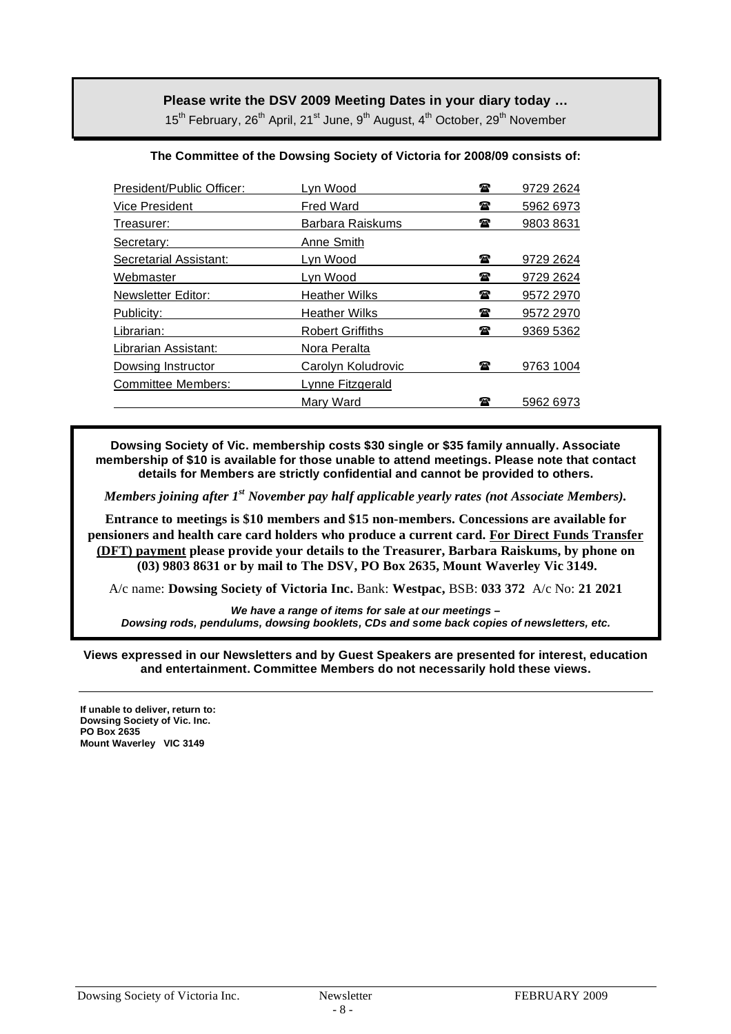**Please write the DSV 2009 Meeting Dates in your diary today …**

15th February, 26th April, 21st June, 9th August, 4th October, 29th November

**The Committee of the Dowsing Society of Victoria for 2008/09 consists of:**

| | | | |
|---|---|---|---|
| President/Public Officer: | Lyn Wood | ☎ | 9729 2624 |
| Vice President | Fred Ward | ☎ | 5962 6973 |
| Treasurer: | Barbara Raiskums | ☎ | 9803 8631 |
| Secretary: | Anne Smith | | |
| Secretarial Assistant: | Lyn Wood | ☎ | 9729 2624 |
| Webmaster | Lyn Wood | ☎ | 9729 2624 |
| Newsletter Editor: | Heather Wilks | ☎ | 9572 2970 |
| Publicity: | Heather Wilks | ☎ | 9572 2970 |
| Librarian: | Robert Griffiths | ☎ | 9369 5362 |
| Librarian Assistant: | Nora Peralta | | |
| Dowsing Instructor | Carolyn Koludrovic | ☎ | 9763 1004 |
| Committee Members: | Lynne Fitzgerald | | |
| | Mary Ward | ☎ | 5962 6973 |

**Dowsing Society of Vic. membership costs $30 single or $35 family annually. Associate membership of $10 is available for those unable to attend meetings. Please note that contact details for Members are strictly confidential and cannot be provided to others.**

***Members joining after 1st November pay half applicable yearly rates (not Associate Members).***

**Entrance to meetings is $10 members and $15 non-members. Concessions are available for pensioners and health care card holders who produce a current card. For Direct Funds Transfer (DFT) payment please provide your details to the Treasurer, Barbara Raiskums, by phone on (03) 9803 8631 or by mail to The DSV, PO Box 2635, Mount Waverley Vic 3149.**

A/c name: **Dowsing Society of Victoria Inc.** Bank: **Westpac,** BSB: **033 372** A/c No: **21 2021**

***We have a range of items for sale at our meetings –***
***Dowsing rods, pendulums, dowsing booklets, CDs and some back copies of newsletters, etc.***

**Views expressed in our Newsletters and by Guest Speakers are presented for interest, education and entertainment. Committee Members do not necessarily hold these views.**

**If unable to deliver, return to:**
**Dowsing Society of Vic. Inc.**
**PO Box 2635**
**Mount Waverley VIC 3149**